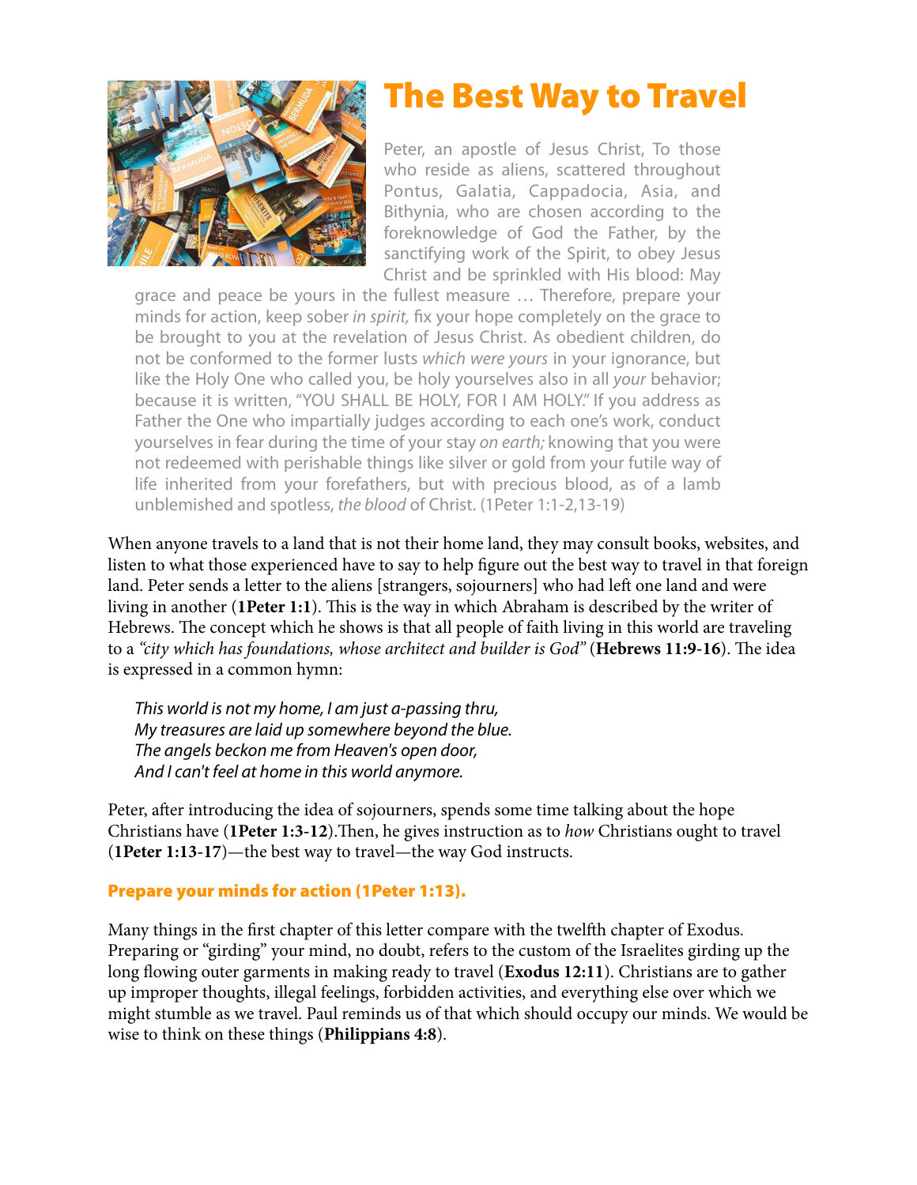# The Best Way to Travel

Peter, an apostle of Jesus Christ, To those who reside as aliens, scattered throughout Pontus, Galatia, Cappadocia, Asia, and Bithynia, who are chosen according to the foreknowledge of God the Father, by the sanctifying work of the Spirit, to obey Jesus Christ and be sprinkled with His blood: May grace and peace be yours in the fullest measure … Therefore, prepare your minds for action, keep sober *in spirit,* fix your hope completely on the grace to be brought to you at the revelation of Jesus Christ. As obedient children, do not be conformed to the former lusts *which were yours* in your ignorance, but like the Holy One who called you, be holy yourselves also in all *your* behavior; because it is written, "YOU SHALL BE HOLY, FOR I AM HOLY." If you address as Father the One who impartially judges according to each one's work, conduct yourselves in fear during the time of your stay *on earth;* knowing that you were not redeemed with perishable things like silver or gold from your futile way of life inherited from your forefathers, but with precious blood, as of a lamb unblemished and spotless, *the blood* of Christ. (1Peter 1:1-2,13-19)

When anyone travels to a land that is not their home land, they may consult books, websites, and listen to what those experienced have to say to help figure out the best way to travel in that foreign land. Peter sends a letter to the aliens [strangers, sojourners] who had left one land and were living in another (**1Peter 1:1**). This is the way in which Abraham is described by the writer of Hebrews. The concept which he shows is that all people of faith living in this world are traveling to a *"city which has foundations, whose architect and builder is God"* (**Hebrews 11:9-16**). The idea is expressed in a common hymn:

*This world is not my home, I am just a-passing thru,*
*My treasures are laid up somewhere beyond the blue.*
*The angels beckon me from Heaven's open door,*
*And I can't feel at home in this world anymore.*

Peter, after introducing the idea of sojourners, spends some time talking about the hope Christians have (**1Peter 1:3-12**).Then, he gives instruction as to *how* Christians ought to travel (**1Peter 1:13-17**)—the best way to travel—the way God instructs.

### Prepare your minds for action (1Peter 1:13).

Many things in the first chapter of this letter compare with the twelfth chapter of Exodus. Preparing or "girding" your mind, no doubt, refers to the custom of the Israelites girding up the long flowing outer garments in making ready to travel (**Exodus 12:11**). Christians are to gather up improper thoughts, illegal feelings, forbidden activities, and everything else over which we might stumble as we travel. Paul reminds us of that which should occupy our minds. We would be wise to think on these things (**Philippians 4:8**).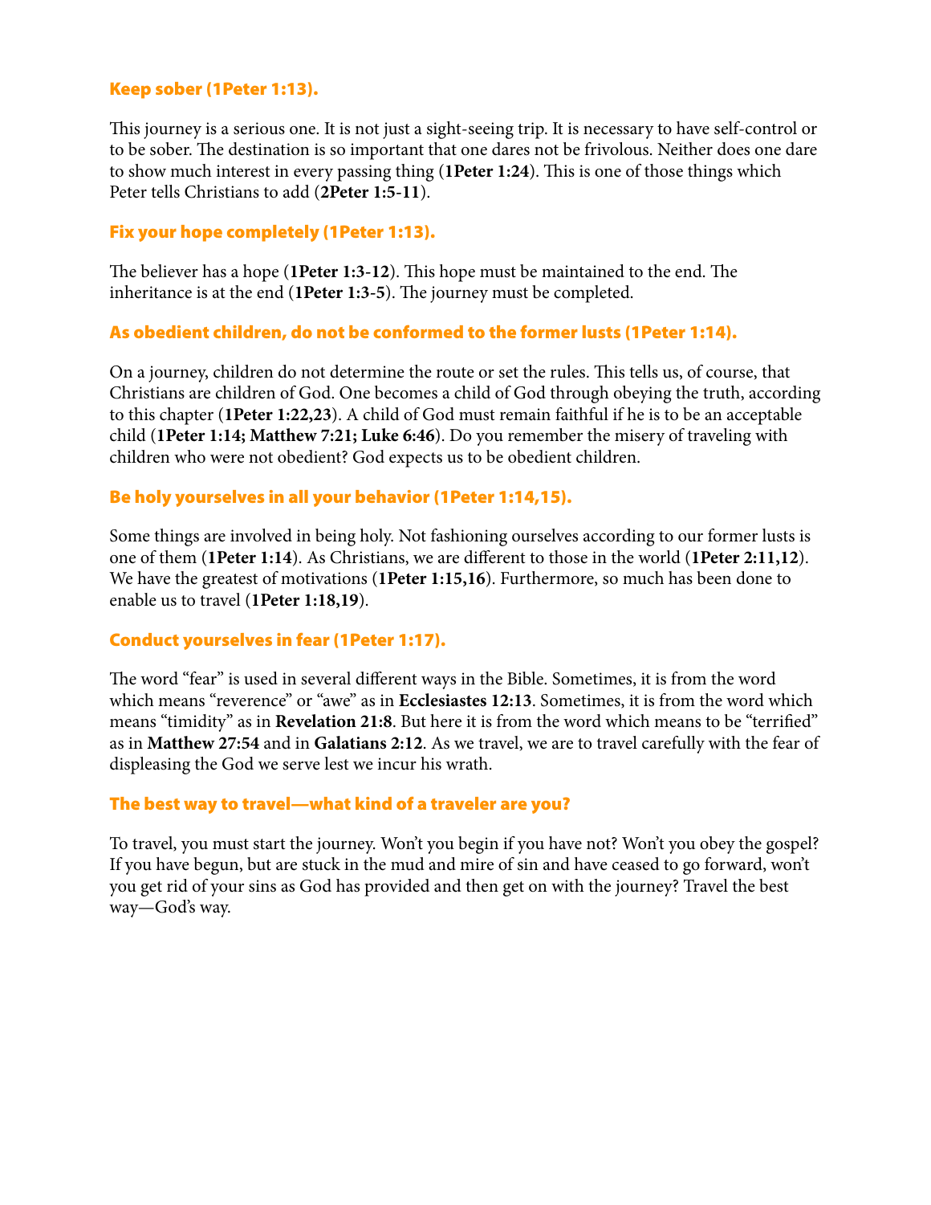### Keep sober (1Peter 1:13).

This journey is a serious one. It is not just a sight-seeing trip. It is necessary to have self-control or to be sober. The destination is so important that one dares not be frivolous. Neither does one dare to show much interest in every passing thing (**1Peter 1:24**). This is one of those things which Peter tells Christians to add (**2Peter 1:5-11**).

### Fix your hope completely (1Peter 1:13).

The believer has a hope (**1Peter 1:3-12**). This hope must be maintained to the end. The inheritance is at the end (**1Peter 1:3-5**). The journey must be completed.

### As obedient children, do not be conformed to the former lusts (1Peter 1:14).

On a journey, children do not determine the route or set the rules. This tells us, of course, that Christians are children of God. One becomes a child of God through obeying the truth, according to this chapter (**1Peter 1:22,23**). A child of God must remain faithful if he is to be an acceptable child (**1Peter 1:14; Matthew 7:21; Luke 6:46**). Do you remember the misery of traveling with children who were not obedient? God expects us to be obedient children.

### Be holy yourselves in all your behavior (1Peter 1:14,15).

Some things are involved in being holy. Not fashioning ourselves according to our former lusts is one of them (**1Peter 1:14**). As Christians, we are different to those in the world (**1Peter 2:11,12**). We have the greatest of motivations (**1Peter 1:15,16**). Furthermore, so much has been done to enable us to travel (**1Peter 1:18,19**).

### Conduct yourselves in fear (1Peter 1:17).

The word "fear" is used in several different ways in the Bible. Sometimes, it is from the word which means "reverence" or "awe" as in **Ecclesiastes 12:13**. Sometimes, it is from the word which means "timidity" as in **Revelation 21:8**. But here it is from the word which means to be "terrified" as in **Matthew 27:54** and in **Galatians 2:12**. As we travel, we are to travel carefully with the fear of displeasing the God we serve lest we incur his wrath.

### The best way to travel—what kind of a traveler are you?

To travel, you must start the journey. Won't you begin if you have not? Won't you obey the gospel? If you have begun, but are stuck in the mud and mire of sin and have ceased to go forward, won't you get rid of your sins as God has provided and then get on with the journey? Travel the best way—God's way.